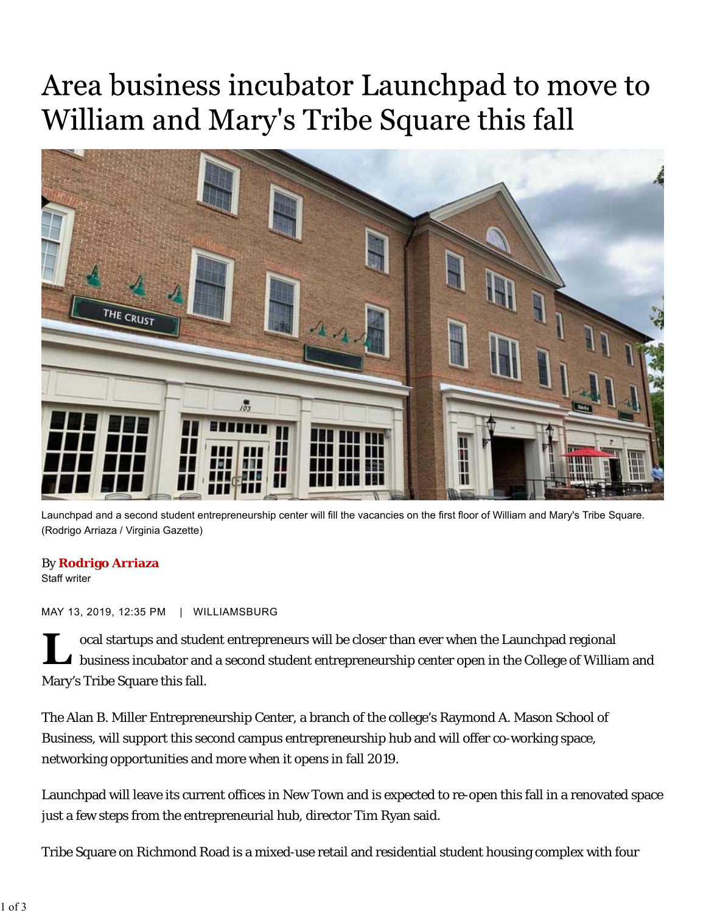# Area business incubator Launchpad to move to William and Mary's Tribe Square this fall

Launchpad and a second student entrepreneurship center will fill the vacancies on the first floor of William and Mary's Tribe Square. (Rodrigo Arriaza / Virginia Gazette)

By **Rodrigo Arriaza**
Staff writer

MAY 13, 2019, 12:35 PM | WILLIAMSBURG

Local startups and student entrepreneurs will be closer than ever when the Launchpad regional business incubator and a second student entrepreneurship center open in the College of William and Mary's Tribe Square this fall.

The Alan B. Miller Entrepreneurship Center, a branch of the college's Raymond A. Mason School of Business, will support this second campus entrepreneurship hub and will offer co-working space, networking opportunities and more when it opens in fall 2019.

Launchpad will leave its current offices in New Town and is expected to re-open this fall in a renovated space just a few steps from the entrepreneurial hub, director Tim Ryan said.

Tribe Square on Richmond Road is a mixed-use retail and residential student housing complex with four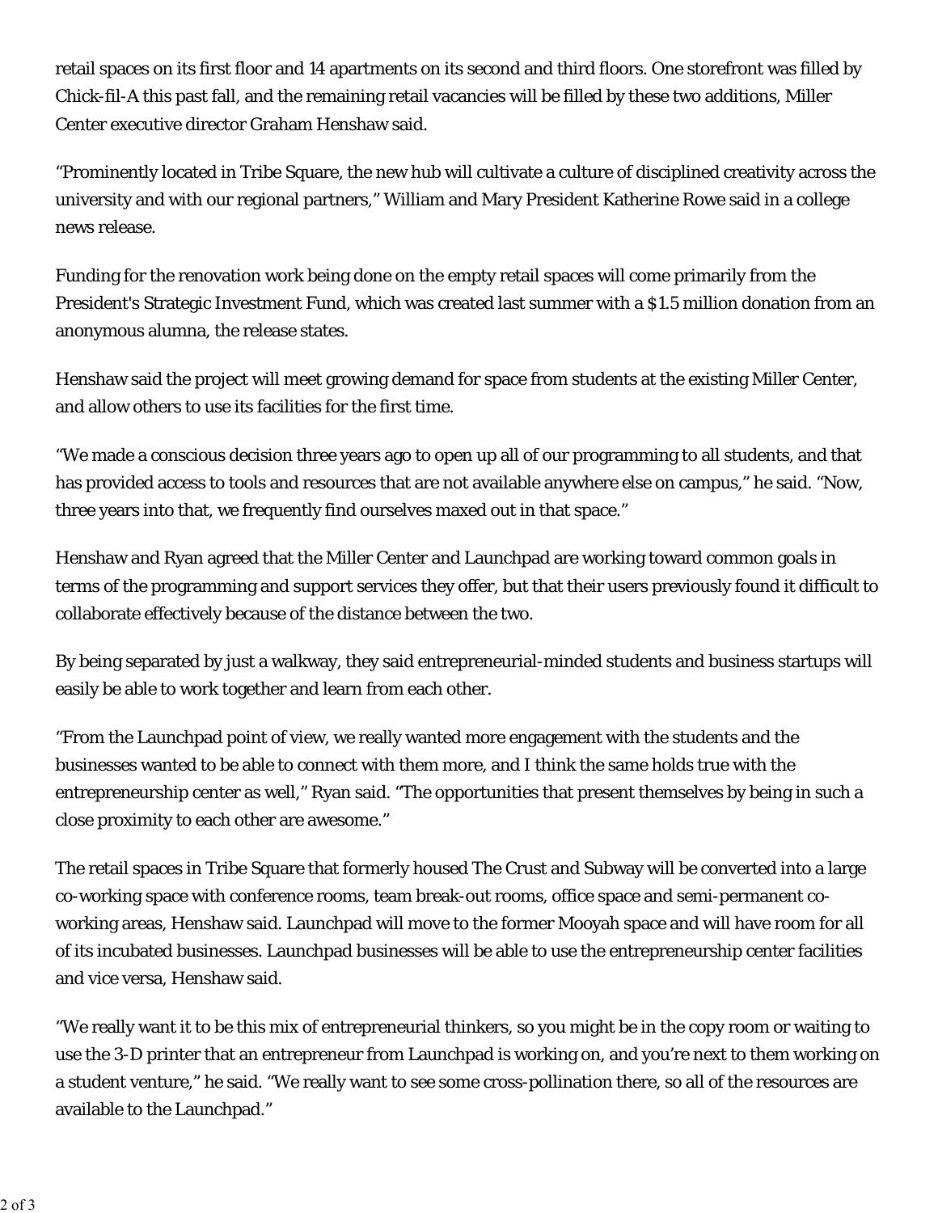retail spaces on its first floor and 14 apartments on its second and third floors. One storefront was filled by Chick-fil-A this past fall, and the remaining retail vacancies will be filled by these two additions, Miller Center executive director Graham Henshaw said.

"Prominently located in Tribe Square, the new hub will cultivate a culture of disciplined creativity across the university and with our regional partners," William and Mary President Katherine Rowe said in a college news release.

Funding for the renovation work being done on the empty retail spaces will come primarily from the President's Strategic Investment Fund, which was created last summer with a $1.5 million donation from an anonymous alumna, the release states.

Henshaw said the project will meet growing demand for space from students at the existing Miller Center, and allow others to use its facilities for the first time.

"We made a conscious decision three years ago to open up all of our programming to all students, and that has provided access to tools and resources that are not available anywhere else on campus," he said. "Now, three years into that, we frequently find ourselves maxed out in that space."

Henshaw and Ryan agreed that the Miller Center and Launchpad are working toward common goals in terms of the programming and support services they offer, but that their users previously found it difficult to collaborate effectively because of the distance between the two.

By being separated by just a walkway, they said entrepreneurial-minded students and business startups will easily be able to work together and learn from each other.

"From the Launchpad point of view, we really wanted more engagement with the students and the businesses wanted to be able to connect with them more, and I think the same holds true with the entrepreneurship center as well," Ryan said. "The opportunities that present themselves by being in such a close proximity to each other are awesome."

The retail spaces in Tribe Square that formerly housed The Crust and Subway will be converted into a large co-working space with conference rooms, team break-out rooms, office space and semi-permanent co-working areas, Henshaw said. Launchpad will move to the former Mooyah space and will have room for all of its incubated businesses. Launchpad businesses will be able to use the entrepreneurship center facilities and vice versa, Henshaw said.

"We really want it to be this mix of entrepreneurial thinkers, so you might be in the copy room or waiting to use the 3-D printer that an entrepreneur from Launchpad is working on, and you're next to them working on a student venture," he said. "We really want to see some cross-pollination there, so all of the resources are available to the Launchpad."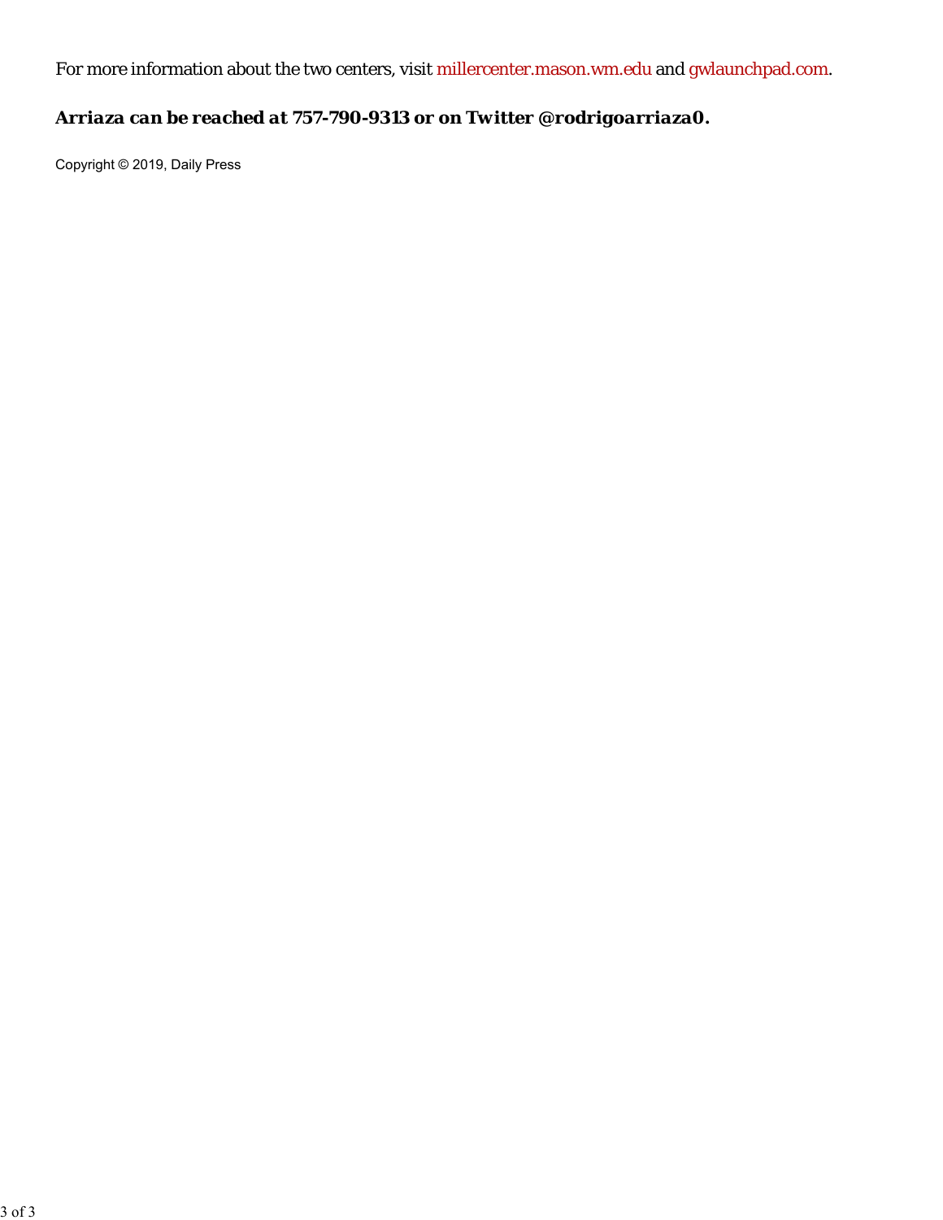For more information about the two centers, visit millercenter.mason.wm.edu and gwlaunchpad.com.

***Arriaza can be reached at 757-790-9313 or on Twitter @rodrigoarriaza0.***

Copyright © 2019, Daily Press